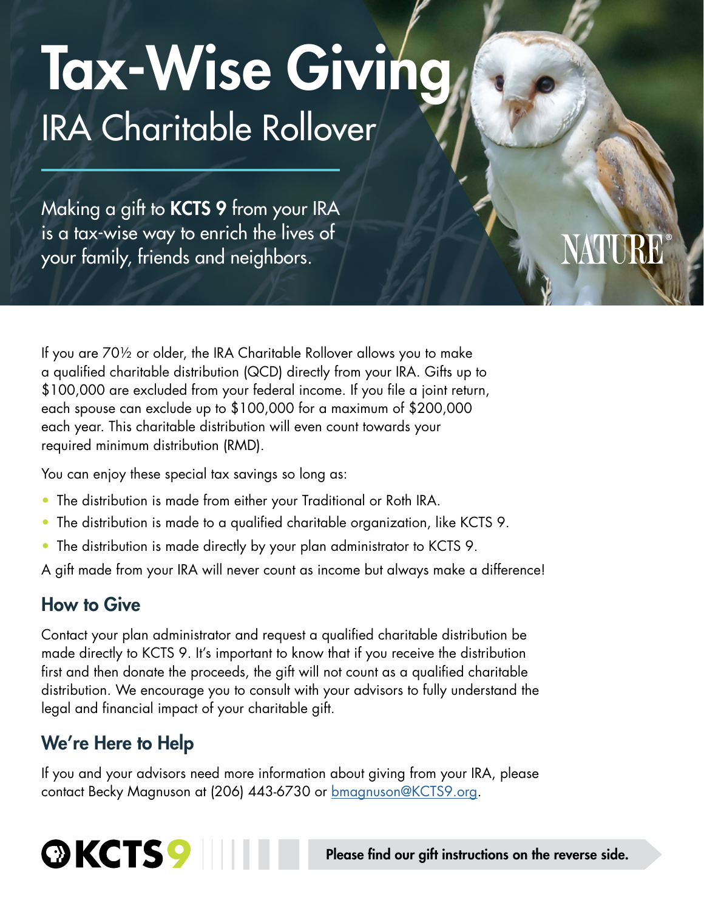# Tax-Wise Giving

## IRA Charitable Rollover

Making a gift to **KCTS 9** from your IRA is a tax-wise way to enrich the lives of your family, friends and neighbors.

NATURE®

If you are 70½ or older, the IRA Charitable Rollover allows you to make a qualified charitable distribution (QCD) directly from your IRA. Gifts up to $100,000 are excluded from your federal income. If you file a joint return, each spouse can exclude up to $100,000 for a maximum of $200,000 each year. This charitable distribution will even count towards your required minimum distribution (RMD).

You can enjoy these special tax savings so long as:

- The distribution is made from either your Traditional or Roth IRA.
- The distribution is made to a qualified charitable organization, like KCTS 9.
- The distribution is made directly by your plan administrator to KCTS 9.

A gift made from your IRA will never count as income but always make a difference!

## How to Give

Contact your plan administrator and request a qualified charitable distribution be made directly to KCTS 9. It's important to know that if you receive the distribution first and then donate the proceeds, the gift will not count as a qualified charitable distribution. We encourage you to consult with your advisors to fully understand the legal and financial impact of your charitable gift.

## We're Here to Help

If you and your advisors need more information about giving from your IRA, please contact Becky Magnuson at (206) 443-6730 or bmagnuson@KCTS9.org.

KCTS 9

**Please find our gift instructions on the reverse side.**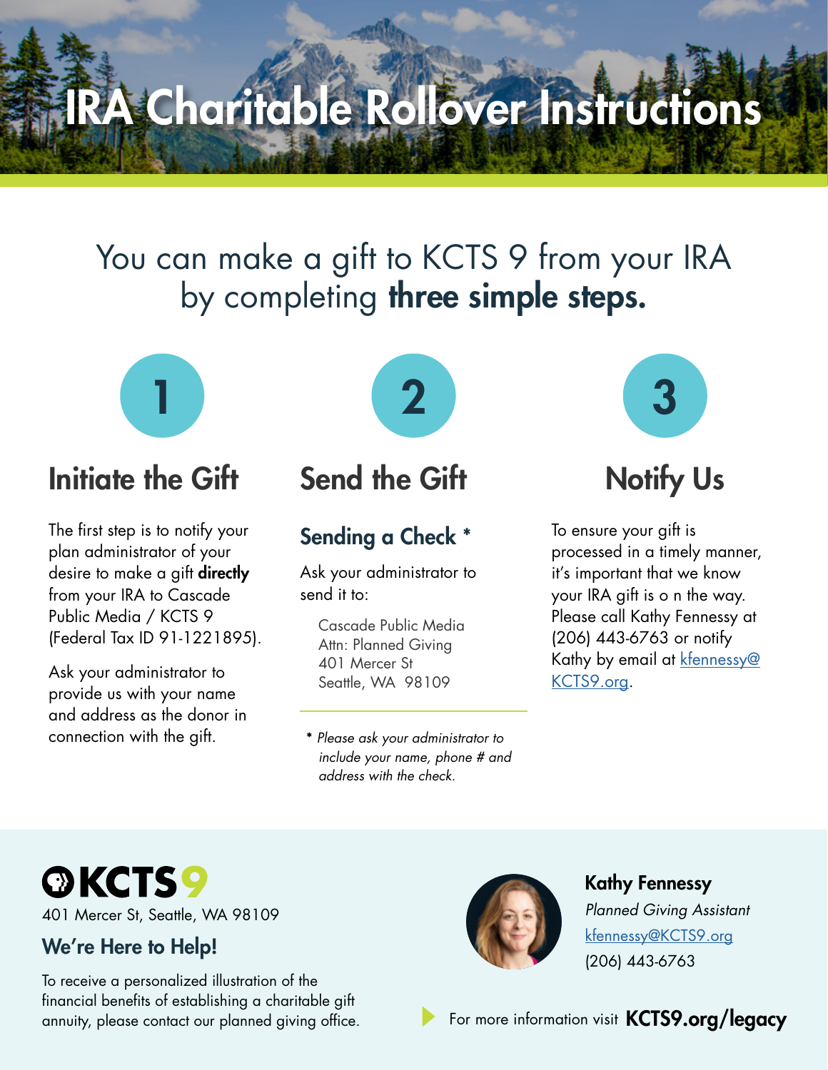# IRA Charitable Rollover Instructions

## You can make a gift to KCTS 9 from your IRA by completing **three simple steps.**

### 1 Initiate the Gift

The first step is to notify your plan administrator of your desire to make a gift **directly** from your IRA to Cascade Public Media / KCTS 9 (Federal Tax ID 91-1221895).

Ask your administrator to provide us with your name and address as the donor in connection with the gift.

### 2 Send the Gift

#### Sending a Check *

Ask your administrator to send it to:

Cascade Public Media
Attn: Planned Giving
401 Mercer St
Seattle, WA 98109

*\* Please ask your administrator to include your name, phone # and address with the check.*

### 3 Notify Us

To ensure your gift is processed in a timely manner, it's important that we know your IRA gift is o n the way. Please call Kathy Fennessy at (206) 443-6763 or notify Kathy by email at kfennessy@KCTS9.org.

---

**KCTS 9**
401 Mercer St, Seattle, WA 98109

### We're Here to Help!

To receive a personalized illustration of the financial benefits of establishing a charitable gift annuity, please contact our planned giving office.

**Kathy Fennessy**
*Planned Giving Assistant*
kfennessy@KCTS9.org
(206) 443-6763

For more information visit **KCTS9.org/legacy**